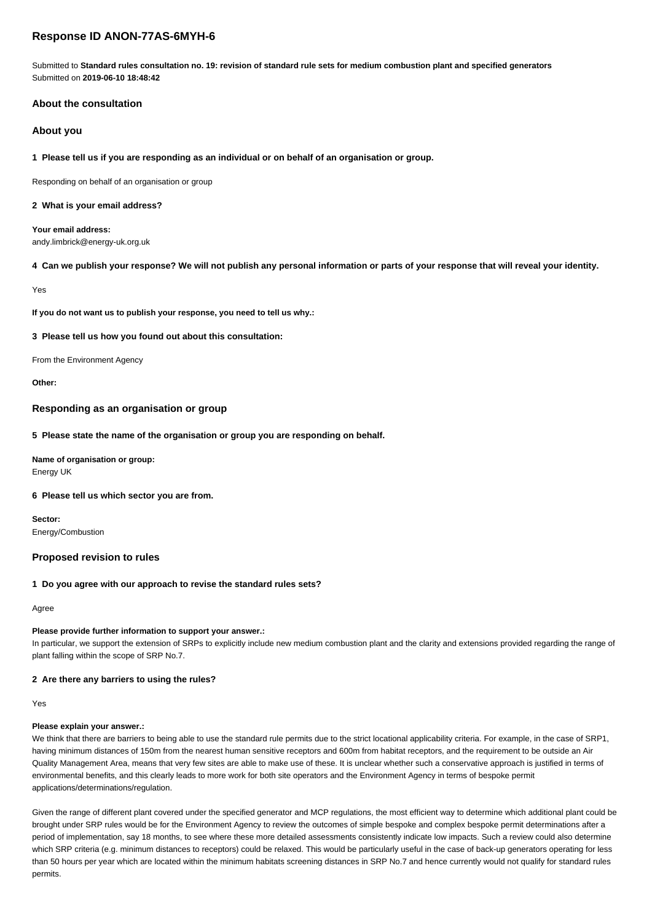# Response ID ANON-77AS-6MYH-6

Submitted to **Standard rules consultation no. 19: revision of standard rule sets for medium combustion plant and specified generators**
Submitted on **2019-06-10 18:48:42**

## About the consultation

## About you

### 1 Please tell us if you are responding as an individual or on behalf of an organisation or group.

Responding on behalf of an organisation or group

### 2 What is your email address?

**Your email address:**
andy.limbrick@energy-uk.org.uk

### 4 Can we publish your response? We will not publish any personal information or parts of your response that will reveal your identity.

Yes

**If you do not want us to publish your response, you need to tell us why.:**

### 3 Please tell us how you found out about this consultation:

From the Environment Agency

**Other:**

## Responding as an organisation or group

### 5 Please state the name of the organisation or group you are responding on behalf.

**Name of organisation or group:**
Energy UK

### 6 Please tell us which sector you are from.

**Sector:**
Energy/Combustion

## Proposed revision to rules

### 1 Do you agree with our approach to revise the standard rules sets?

Agree

**Please provide further information to support your answer.:**
In particular, we support the extension of SRPs to explicitly include new medium combustion plant and the clarity and extensions provided regarding the range of plant falling within the scope of SRP No.7.

### 2 Are there any barriers to using the rules?

Yes

**Please explain your answer.:**
We think that there are barriers to being able to use the standard rule permits due to the strict locational applicability criteria. For example, in the case of SRP1, having minimum distances of 150m from the nearest human sensitive receptors and 600m from habitat receptors, and the requirement to be outside an Air Quality Management Area, means that very few sites are able to make use of these. It is unclear whether such a conservative approach is justified in terms of environmental benefits, and this clearly leads to more work for both site operators and the Environment Agency in terms of bespoke permit applications/determinations/regulation.

Given the range of different plant covered under the specified generator and MCP regulations, the most efficient way to determine which additional plant could be brought under SRP rules would be for the Environment Agency to review the outcomes of simple bespoke and complex bespoke permit determinations after a period of implementation, say 18 months, to see where these more detailed assessments consistently indicate low impacts. Such a review could also determine which SRP criteria (e.g. minimum distances to receptors) could be relaxed. This would be particularly useful in the case of back-up generators operating for less than 50 hours per year which are located within the minimum habitats screening distances in SRP No.7 and hence currently would not qualify for standard rules permits.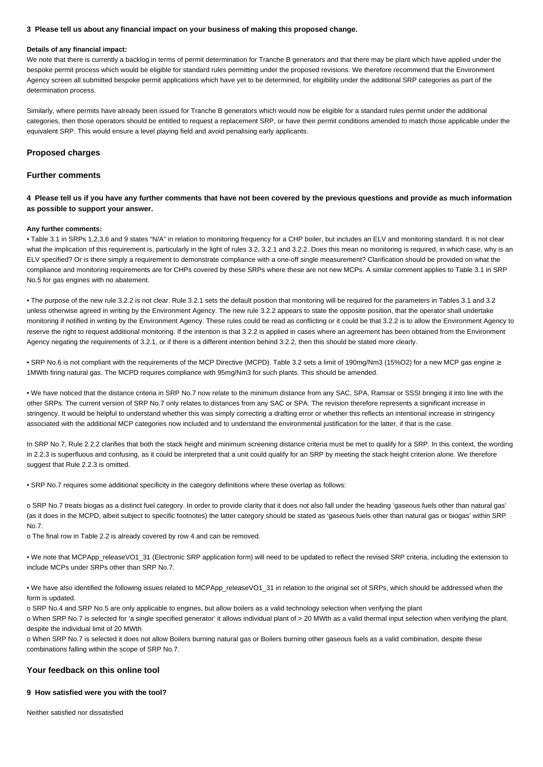**3 Please tell us about any financial impact on your business of making this proposed change.**

**Details of any financial impact:**

We note that there is currently a backlog in terms of permit determination for Tranche B generators and that there may be plant which have applied under the bespoke permit process which would be eligible for standard rules permitting under the proposed revisions. We therefore recommend that the Environment Agency screen all submitted bespoke permit applications which have yet to be determined, for eligibility under the additional SRP categories as part of the determination process.

Similarly, where permits have already been issued for Tranche B generators which would now be eligible for a standard rules permit under the additional categories, then those operators should be entitled to request a replacement SRP, or have their permit conditions amended to match those applicable under the equivalent SRP. This would ensure a level playing field and avoid penalising early applicants.

## Proposed charges

## Further comments

**4 Please tell us if you have any further comments that have not been covered by the previous questions and provide as much information as possible to support your answer.**

**Any further comments:**

• Table 3.1 in SRPs 1,2,3,6 and 9 states "N/A" in relation to monitoring frequency for a CHP boiler, but includes an ELV and monitoring standard. It is not clear what the implication of this requirement is, particularly in the light of rules 3.2, 3.2.1 and 3.2.2. Does this mean no monitoring is required, in which case, why is an ELV specified? Or is there simply a requirement to demonstrate compliance with a one-off single measurement? Clarification should be provided on what the compliance and monitoring requirements are for CHPs covered by these SRPs where these are not new MCPs. A similar comment applies to Table 3.1 in SRP No.5 for gas engines with no abatement.

• The purpose of the new rule 3.2.2 is not clear. Rule 3.2.1 sets the default position that monitoring will be required for the parameters in Tables 3.1 and 3.2 unless otherwise agreed in writing by the Environment Agency. The new rule 3.2.2 appears to state the opposite position, that the operator shall undertake monitoring if notified in writing by the Environment Agency. These rules could be read as conflicting or it could be that 3.2.2 is to allow the Environment Agency to reserve the right to request additional monitoring. If the intention is that 3.2.2 is applied in cases where an agreement has been obtained from the Environment Agency negating the requirements of 3.2.1, or if there is a different intention behind 3.2.2, then this should be stated more clearly.

• SRP No.6 is not compliant with the requirements of the MCP Directive (MCPD). Table 3.2 sets a limit of 190mg/Nm3 (15%O2) for a new MCP gas engine ≥ 1MWth firing natural gas. The MCPD requires compliance with 95mg/Nm3 for such plants. This should be amended.

• We have noticed that the distance criteria in SRP No.7 now relate to the minimum distance from any SAC, SPA, Ramsar or SSSI bringing it into line with the other SRPs. The current version of SRP No.7 only relates to distances from any SAC or SPA. The revision therefore represents a significant increase in stringency. It would be helpful to understand whether this was simply correcting a drafting error or whether this reflects an intentional increase in stringency associated with the additional MCP categories now included and to understand the environmental justification for the latter, if that is the case.

In SRP No.7, Rule 2.2.2 clarifies that both the stack height and minimum screening distance criteria must be met to qualify for a SRP. In this context, the wording in 2.2.3 is superfluous and confusing, as it could be interpreted that a unit could qualify for an SRP by meeting the stack height criterion alone. We therefore suggest that Rule 2.2.3 is omitted.

• SRP No.7 requires some additional specificity in the category definitions where these overlap as follows:

o SRP No.7 treats biogas as a distinct fuel category. In order to provide clarity that it does not also fall under the heading 'gaseous fuels other than natural gas' (as it does in the MCPD, albeit subject to specific footnotes) the latter category should be stated as 'gaseous fuels other than natural gas or biogas' within SRP No.7.

o The final row in Table 2.2 is already covered by row 4 and can be removed.

• We note that MCPApp_releaseVO1_31 (Electronic SRP application form) will need to be updated to reflect the revised SRP criteria, including the extension to include MCPs under SRPs other than SRP No.7.

• We have also identified the following issues related to MCPApp_releaseVO1_31 in relation to the original set of SRPs, which should be addressed when the form is updated.

o SRP No.4 and SRP No.5 are only applicable to engines, but allow boilers as a valid technology selection when verifying the plant

o When SRP No.7 is selected for 'a single specified generator' it allows individual plant of > 20 MWth as a valid thermal input selection when verifying the plant, despite the individual limit of 20 MWth

o When SRP No.7 is selected it does not allow Boilers burning natural gas or Boilers burning other gaseous fuels as a valid combination, despite these combinations falling within the scope of SRP No.7.

## Your feedback on this online tool

**9 How satisfied were you with the tool?**

Neither satisfied nor dissatisfied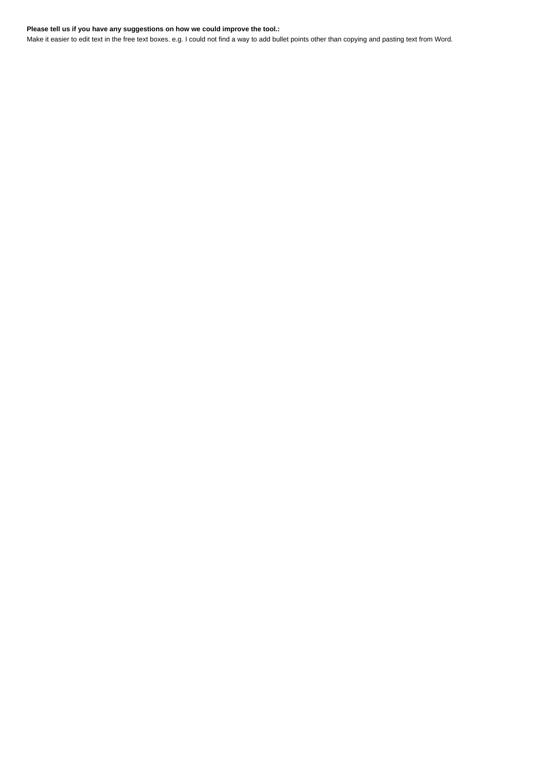**Please tell us if you have any suggestions on how we could improve the tool.:**

Make it easier to edit text in the free text boxes. e.g. I could not find a way to add bullet points other than copying and pasting text from Word.